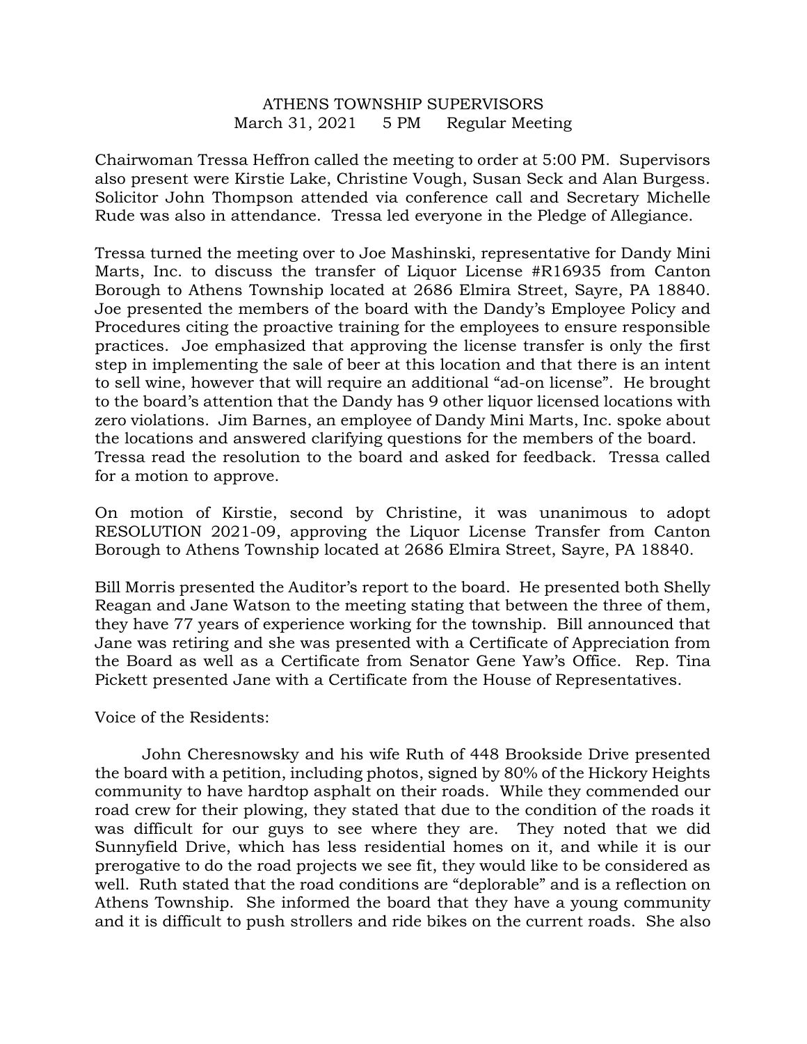# ATHENS TOWNSHIP SUPERVISORS

March 31, 2021    5 PM    Regular Meeting

Chairwoman Tressa Heffron called the meeting to order at 5:00 PM. Supervisors also present were Kirstie Lake, Christine Vough, Susan Seck and Alan Burgess. Solicitor John Thompson attended via conference call and Secretary Michelle Rude was also in attendance. Tressa led everyone in the Pledge of Allegiance.

Tressa turned the meeting over to Joe Mashinski, representative for Dandy Mini Marts, Inc. to discuss the transfer of Liquor License #R16935 from Canton Borough to Athens Township located at 2686 Elmira Street, Sayre, PA 18840. Joe presented the members of the board with the Dandy's Employee Policy and Procedures citing the proactive training for the employees to ensure responsible practices. Joe emphasized that approving the license transfer is only the first step in implementing the sale of beer at this location and that there is an intent to sell wine, however that will require an additional "ad-on license". He brought to the board's attention that the Dandy has 9 other liquor licensed locations with zero violations. Jim Barnes, an employee of Dandy Mini Marts, Inc. spoke about the locations and answered clarifying questions for the members of the board. Tressa read the resolution to the board and asked for feedback. Tressa called for a motion to approve.

On motion of Kirstie, second by Christine, it was unanimous to adopt RESOLUTION 2021-09, approving the Liquor License Transfer from Canton Borough to Athens Township located at 2686 Elmira Street, Sayre, PA 18840.

Bill Morris presented the Auditor's report to the board. He presented both Shelly Reagan and Jane Watson to the meeting stating that between the three of them, they have 77 years of experience working for the township. Bill announced that Jane was retiring and she was presented with a Certificate of Appreciation from the Board as well as a Certificate from Senator Gene Yaw's Office. Rep. Tina Pickett presented Jane with a Certificate from the House of Representatives.

Voice of the Residents:

John Cheresnowsky and his wife Ruth of 448 Brookside Drive presented the board with a petition, including photos, signed by 80% of the Hickory Heights community to have hardtop asphalt on their roads. While they commended our road crew for their plowing, they stated that due to the condition of the roads it was difficult for our guys to see where they are. They noted that we did Sunnyfield Drive, which has less residential homes on it, and while it is our prerogative to do the road projects we see fit, they would like to be considered as well. Ruth stated that the road conditions are "deplorable" and is a reflection on Athens Township. She informed the board that they have a young community and it is difficult to push strollers and ride bikes on the current roads. She also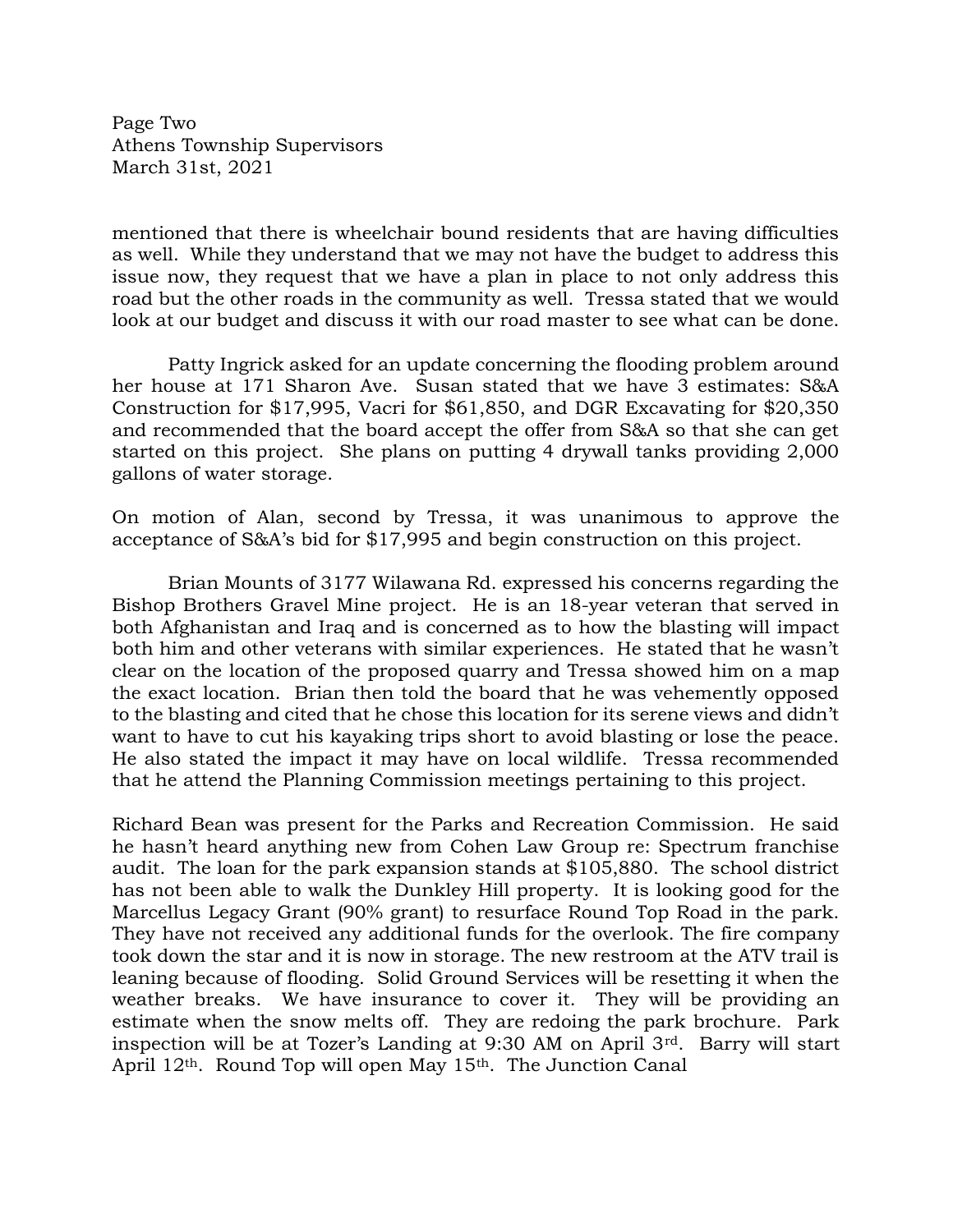mentioned that there is wheelchair bound residents that are having difficulties as well. While they understand that we may not have the budget to address this issue now, they request that we have a plan in place to not only address this road but the other roads in the community as well. Tressa stated that we would look at our budget and discuss it with our road master to see what can be done.

Patty Ingrick asked for an update concerning the flooding problem around her house at 171 Sharon Ave. Susan stated that we have 3 estimates: S&A Construction for $17,995, Vacri for $61,850, and DGR Excavating for $20,350 and recommended that the board accept the offer from S&A so that she can get started on this project. She plans on putting 4 drywall tanks providing 2,000 gallons of water storage.

On motion of Alan, second by Tressa, it was unanimous to approve the acceptance of S&A's bid for $17,995 and begin construction on this project.

Brian Mounts of 3177 Wilawana Rd. expressed his concerns regarding the Bishop Brothers Gravel Mine project. He is an 18-year veteran that served in both Afghanistan and Iraq and is concerned as to how the blasting will impact both him and other veterans with similar experiences. He stated that he wasn't clear on the location of the proposed quarry and Tressa showed him on a map the exact location. Brian then told the board that he was vehemently opposed to the blasting and cited that he chose this location for its serene views and didn't want to have to cut his kayaking trips short to avoid blasting or lose the peace. He also stated the impact it may have on local wildlife. Tressa recommended that he attend the Planning Commission meetings pertaining to this project.

Richard Bean was present for the Parks and Recreation Commission. He said he hasn't heard anything new from Cohen Law Group re: Spectrum franchise audit. The loan for the park expansion stands at $105,880. The school district has not been able to walk the Dunkley Hill property. It is looking good for the Marcellus Legacy Grant (90% grant) to resurface Round Top Road in the park. They have not received any additional funds for the overlook. The fire company took down the star and it is now in storage. The new restroom at the ATV trail is leaning because of flooding. Solid Ground Services will be resetting it when the weather breaks. We have insurance to cover it. They will be providing an estimate when the snow melts off. They are redoing the park brochure. Park inspection will be at Tozer's Landing at 9:30 AM on April 3rd. Barry will start April 12th. Round Top will open May 15th. The Junction Canal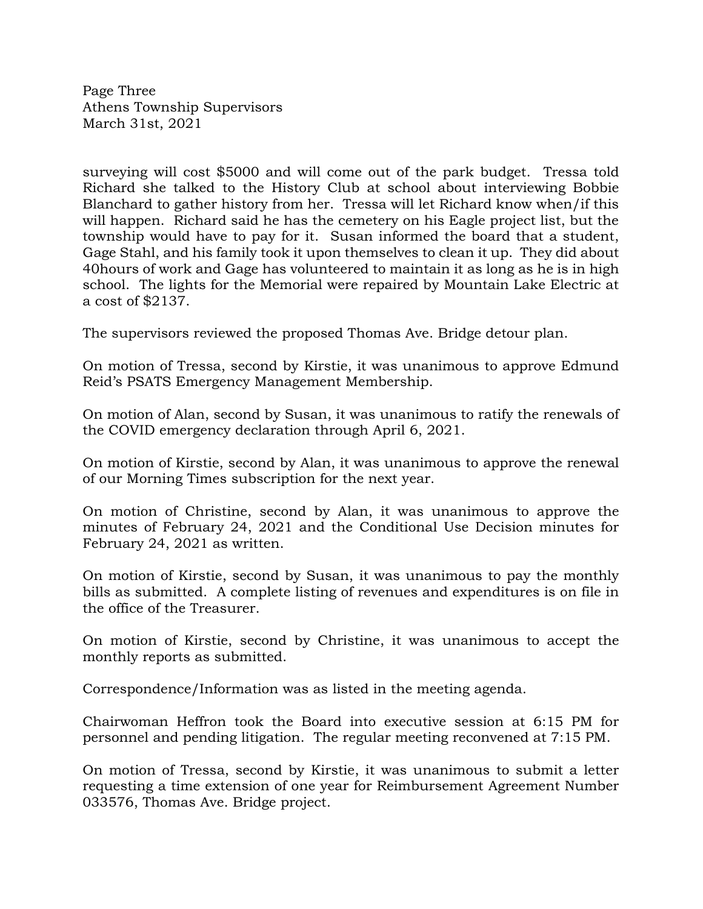surveying will cost $5000 and will come out of the park budget. Tressa told Richard she talked to the History Club at school about interviewing Bobbie Blanchard to gather history from her. Tressa will let Richard know when/if this will happen. Richard said he has the cemetery on his Eagle project list, but the township would have to pay for it. Susan informed the board that a student, Gage Stahl, and his family took it upon themselves to clean it up. They did about 40hours of work and Gage has volunteered to maintain it as long as he is in high school. The lights for the Memorial were repaired by Mountain Lake Electric at a cost of $2137.

The supervisors reviewed the proposed Thomas Ave. Bridge detour plan.

On motion of Tressa, second by Kirstie, it was unanimous to approve Edmund Reid's PSATS Emergency Management Membership.

On motion of Alan, second by Susan, it was unanimous to ratify the renewals of the COVID emergency declaration through April 6, 2021.

On motion of Kirstie, second by Alan, it was unanimous to approve the renewal of our Morning Times subscription for the next year.

On motion of Christine, second by Alan, it was unanimous to approve the minutes of February 24, 2021 and the Conditional Use Decision minutes for February 24, 2021 as written.

On motion of Kirstie, second by Susan, it was unanimous to pay the monthly bills as submitted. A complete listing of revenues and expenditures is on file in the office of the Treasurer.

On motion of Kirstie, second by Christine, it was unanimous to accept the monthly reports as submitted.

Correspondence/Information was as listed in the meeting agenda.

Chairwoman Heffron took the Board into executive session at 6:15 PM for personnel and pending litigation. The regular meeting reconvened at 7:15 PM.

On motion of Tressa, second by Kirstie, it was unanimous to submit a letter requesting a time extension of one year for Reimbursement Agreement Number 033576, Thomas Ave. Bridge project.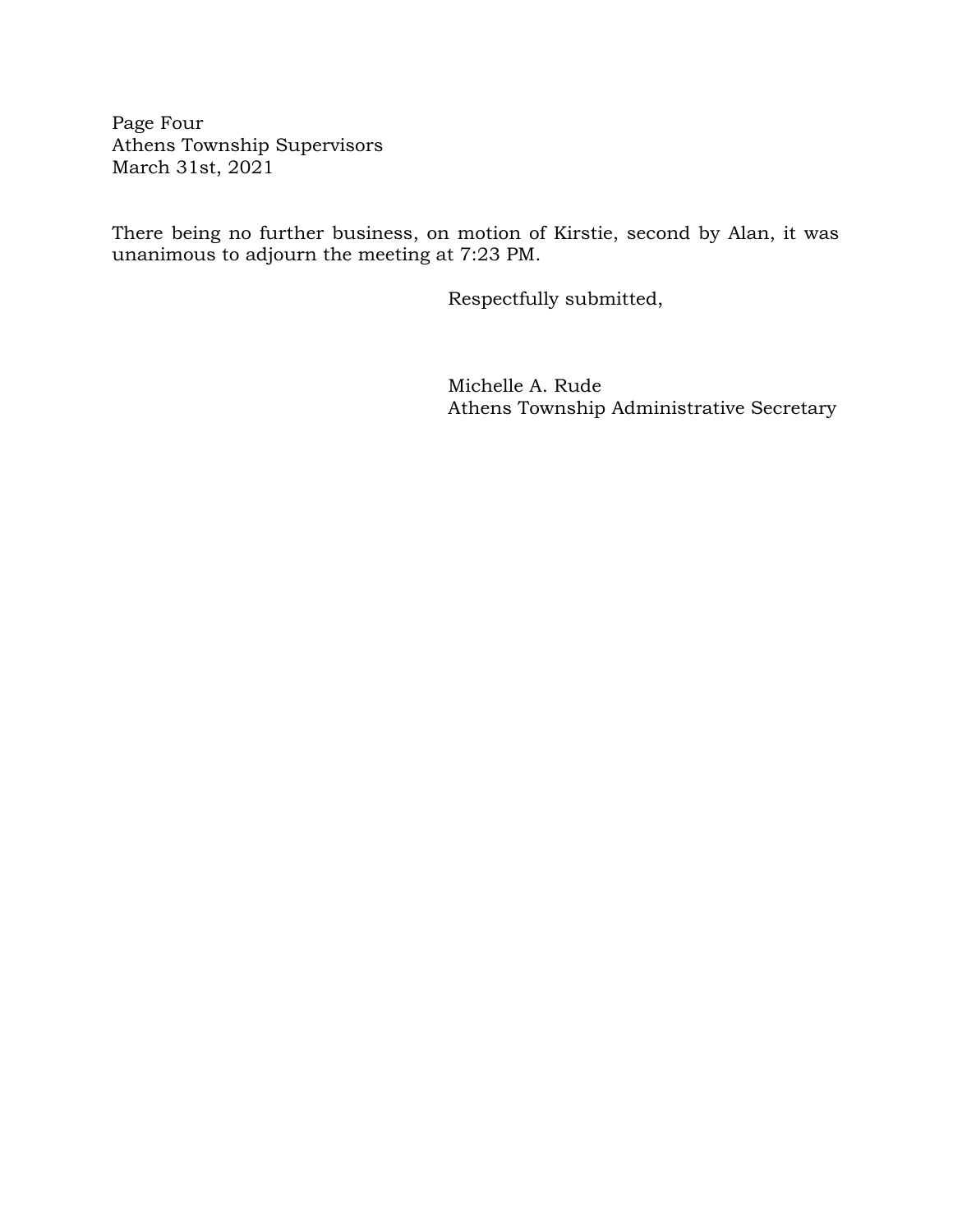There being no further business, on motion of Kirstie, second by Alan, it was unanimous to adjourn the meeting at 7:23 PM.

Respectfully submitted,

Michelle A. Rude
Athens Township Administrative Secretary